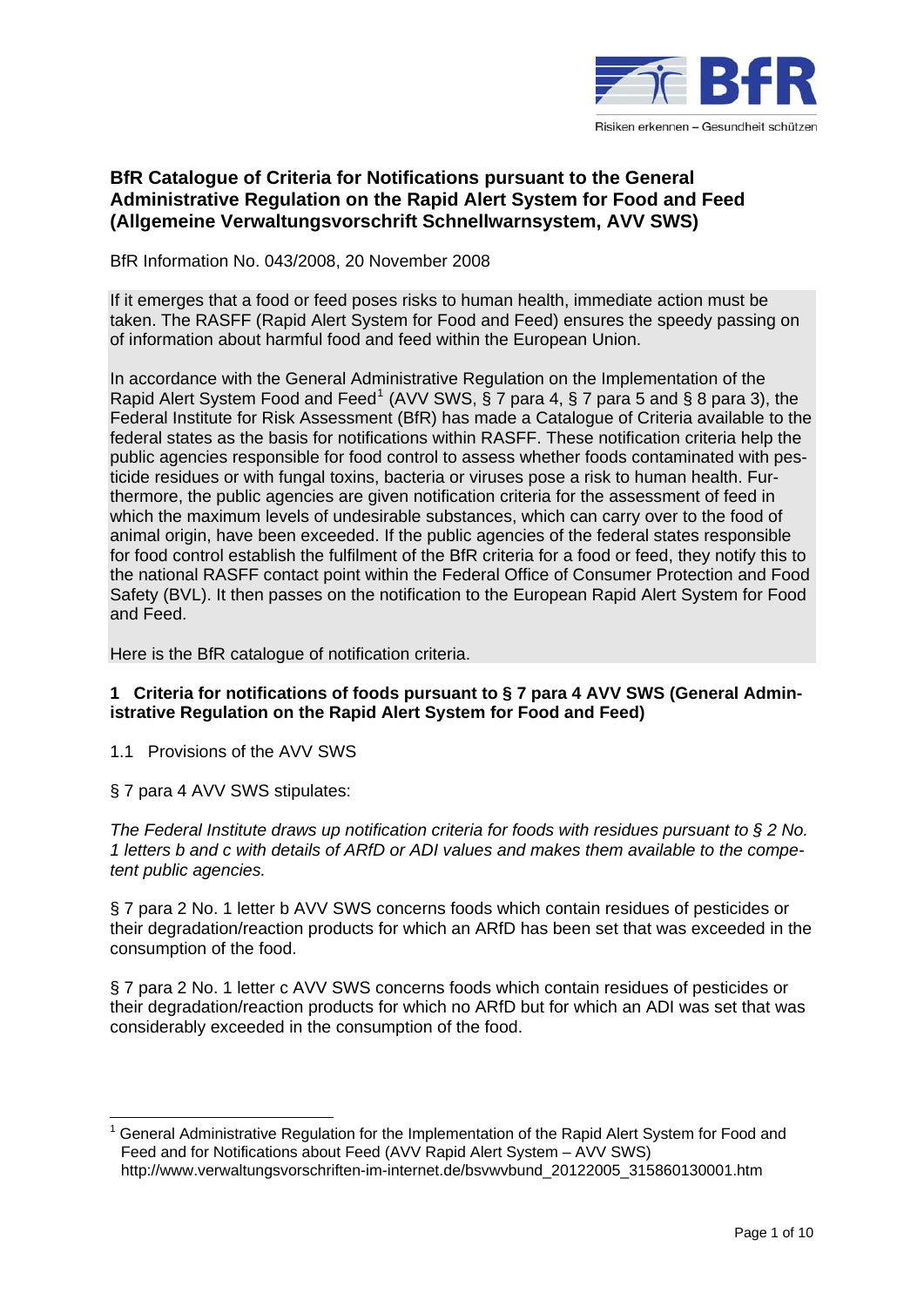## BfR Catalogue of Criteria for Notifications pursuant to the General Administrative Regulation on the Rapid Alert System for Food and Feed (Allgemeine Verwaltungsvorschrift Schnellwarnsystem, AVV SWS)

BfR Information No. 043/2008, 20 November 2008

If it emerges that a food or feed poses risks to human health, immediate action must be taken. The RASFF (Rapid Alert System for Food and Feed) ensures the speedy passing on of information about harmful food and feed within the European Union.

In accordance with the General Administrative Regulation on the Implementation of the Rapid Alert System Food and Feed[1] (AVV SWS, § 7 para 4, § 7 para 5 and § 8 para 3), the Federal Institute for Risk Assessment (BfR) has made a Catalogue of Criteria available to the federal states as the basis for notifications within RASFF. These notification criteria help the public agencies responsible for food control to assess whether foods contaminated with pesticide residues or with fungal toxins, bacteria or viruses pose a risk to human health. Furthermore, the public agencies are given notification criteria for the assessment of feed in which the maximum levels of undesirable substances, which can carry over to the food of animal origin, have been exceeded. If the public agencies of the federal states responsible for food control establish the fulfilment of the BfR criteria for a food or feed, they notify this to the national RASFF contact point within the Federal Office of Consumer Protection and Food Safety (BVL). It then passes on the notification to the European Rapid Alert System for Food and Feed.

Here is the BfR catalogue of notification criteria.

### 1 Criteria for notifications of foods pursuant to § 7 para 4 AVV SWS (General Administrative Regulation on the Rapid Alert System for Food and Feed)

1.1 Provisions of the AVV SWS

§ 7 para 4 AVV SWS stipulates:

*The Federal Institute draws up notification criteria for foods with residues pursuant to § 2 No. 1 letters b and c with details of ARfD or ADI values and makes them available to the competent public agencies.*

§ 7 para 2 No. 1 letter b AVV SWS concerns foods which contain residues of pesticides or their degradation/reaction products for which an ARfD has been set that was exceeded in the consumption of the food.

§ 7 para 2 No. 1 letter c AVV SWS concerns foods which contain residues of pesticides or their degradation/reaction products for which no ARfD but for which an ADI was set that was considerably exceeded in the consumption of the food.

---

[1] General Administrative Regulation for the Implementation of the Rapid Alert System for Food and Feed and for Notifications about Feed (AVV Rapid Alert System – AVV SWS) http://www.verwaltungsvorschriften-im-internet.de/bsvwvbund_20122005_315860130001.htm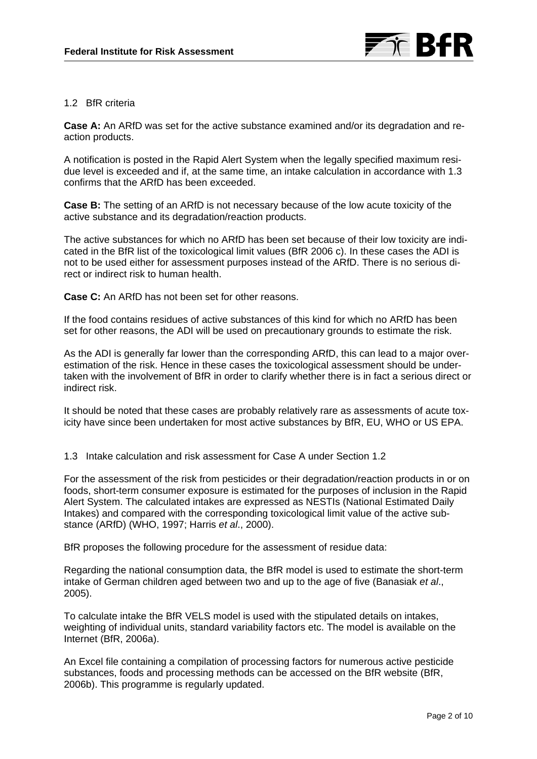## 1.2 BfR criteria

**Case A:** An ARfD was set for the active substance examined and/or its degradation and reaction products.

A notification is posted in the Rapid Alert System when the legally specified maximum residue level is exceeded and if, at the same time, an intake calculation in accordance with 1.3 confirms that the ARfD has been exceeded.

**Case B:** The setting of an ARfD is not necessary because of the low acute toxicity of the active substance and its degradation/reaction products.

The active substances for which no ARfD has been set because of their low toxicity are indicated in the BfR list of the toxicological limit values (BfR 2006 c). In these cases the ADI is not to be used either for assessment purposes instead of the ARfD. There is no serious direct or indirect risk to human health.

**Case C:** An ARfD has not been set for other reasons.

If the food contains residues of active substances of this kind for which no ARfD has been set for other reasons, the ADI will be used on precautionary grounds to estimate the risk.

As the ADI is generally far lower than the corresponding ARfD, this can lead to a major overestimation of the risk. Hence in these cases the toxicological assessment should be undertaken with the involvement of BfR in order to clarify whether there is in fact a serious direct or indirect risk.

It should be noted that these cases are probably relatively rare as assessments of acute toxicity have since been undertaken for most active substances by BfR, EU, WHO or US EPA.

## 1.3 Intake calculation and risk assessment for Case A under Section 1.2

For the assessment of the risk from pesticides or their degradation/reaction products in or on foods, short-term consumer exposure is estimated for the purposes of inclusion in the Rapid Alert System. The calculated intakes are expressed as NESTIs (National Estimated Daily Intakes) and compared with the corresponding toxicological limit value of the active substance (ARfD) (WHO, 1997; Harris *et al*., 2000).

BfR proposes the following procedure for the assessment of residue data:

Regarding the national consumption data, the BfR model is used to estimate the short-term intake of German children aged between two and up to the age of five (Banasiak *et al*., 2005).

To calculate intake the BfR VELS model is used with the stipulated details on intakes, weighting of individual units, standard variability factors etc. The model is available on the Internet (BfR, 2006a).

An Excel file containing a compilation of processing factors for numerous active pesticide substances, foods and processing methods can be accessed on the BfR website (BfR, 2006b). This programme is regularly updated.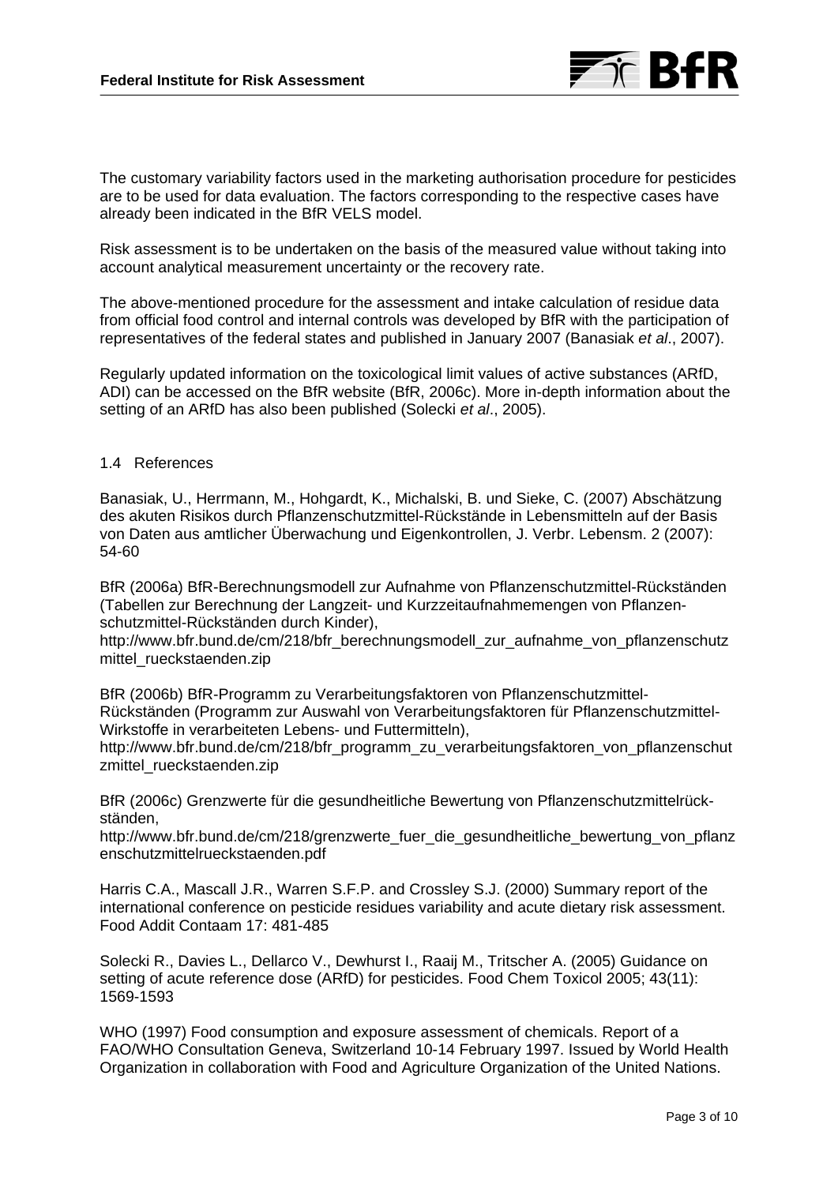The customary variability factors used in the marketing authorisation procedure for pesticides are to be used for data evaluation. The factors corresponding to the respective cases have already been indicated in the BfR VELS model.

Risk assessment is to be undertaken on the basis of the measured value without taking into account analytical measurement uncertainty or the recovery rate.

The above-mentioned procedure for the assessment and intake calculation of residue data from official food control and internal controls was developed by BfR with the participation of representatives of the federal states and published in January 2007 (Banasiak *et al*., 2007).

Regularly updated information on the toxicological limit values of active substances (ARfD, ADI) can be accessed on the BfR website (BfR, 2006c). More in-depth information about the setting of an ARfD has also been published (Solecki *et al*., 2005).

## 1.4 References

Banasiak, U., Herrmann, M., Hohgardt, K., Michalski, B. und Sieke, C. (2007) Abschätzung des akuten Risikos durch Pflanzenschutzmittel-Rückstände in Lebensmitteln auf der Basis von Daten aus amtlicher Überwachung und Eigenkontrollen, J. Verbr. Lebensm. 2 (2007): 54-60

BfR (2006a) BfR-Berechnungsmodell zur Aufnahme von Pflanzenschutzmittel-Rückständen (Tabellen zur Berechnung der Langzeit- und Kurzzeitaufnahmemengen von Pflanzenschutzmittel-Rückständen durch Kinder), http://www.bfr.bund.de/cm/218/bfr_berechnungsmodell_zur_aufnahme_von_pflanzenschutzmittel_rueckstaenden.zip

BfR (2006b) BfR-Programm zu Verarbeitungsfaktoren von Pflanzenschutzmittel-Rückständen (Programm zur Auswahl von Verarbeitungsfaktoren für Pflanzenschutzmittel-Wirkstoffe in verarbeiteten Lebens- und Futtermitteln), http://www.bfr.bund.de/cm/218/bfr_programm_zu_verarbeitungsfaktoren_von_pflanzenschutzmittel_rueckstaenden.zip

BfR (2006c) Grenzwerte für die gesundheitliche Bewertung von Pflanzenschutzmittelrückständen, http://www.bfr.bund.de/cm/218/grenzwerte_fuer_die_gesundheitliche_bewertung_von_pflanzenschutzmittelrueckstaenden.pdf

Harris C.A., Mascall J.R., Warren S.F.P. and Crossley S.J. (2000) Summary report of the international conference on pesticide residues variability and acute dietary risk assessment. Food Addit Contaam 17: 481-485

Solecki R., Davies L., Dellarco V., Dewhurst I., Raaij M., Tritscher A. (2005) Guidance on setting of acute reference dose (ARfD) for pesticides. Food Chem Toxicol 2005; 43(11): 1569-1593

WHO (1997) Food consumption and exposure assessment of chemicals. Report of a FAO/WHO Consultation Geneva, Switzerland 10-14 February 1997. Issued by World Health Organization in collaboration with Food and Agriculture Organization of the United Nations.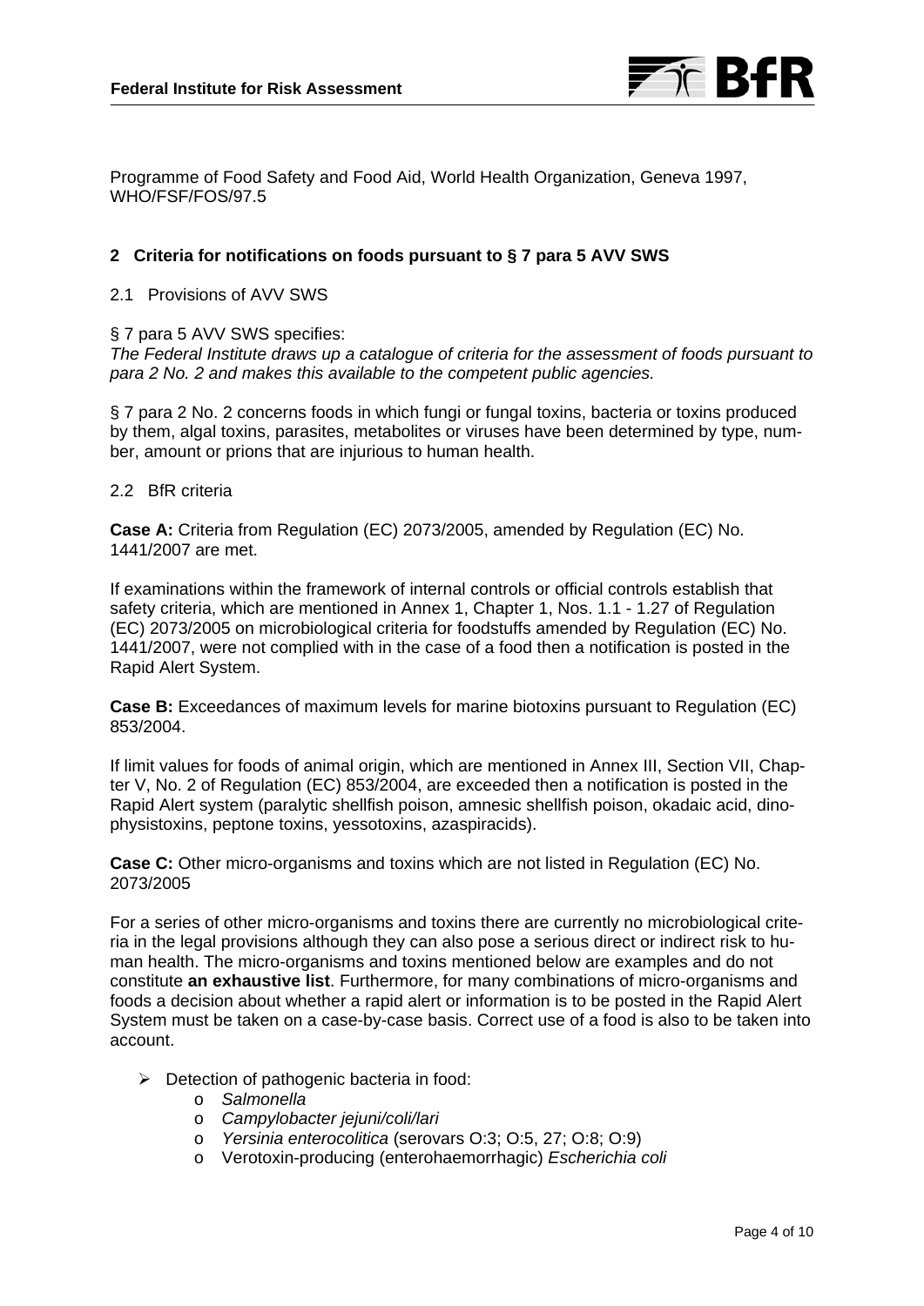Programme of Food Safety and Food Aid, World Health Organization, Geneva 1997, WHO/FSF/FOS/97.5

## 2 Criteria for notifications on foods pursuant to § 7 para 5 AVV SWS

### 2.1 Provisions of AVV SWS

§ 7 para 5 AVV SWS specifies:
*The Federal Institute draws up a catalogue of criteria for the assessment of foods pursuant to para 2 No. 2 and makes this available to the competent public agencies.*

§ 7 para 2 No. 2 concerns foods in which fungi or fungal toxins, bacteria or toxins produced by them, algal toxins, parasites, metabolites or viruses have been determined by type, number, amount or prions that are injurious to human health.

### 2.2 BfR criteria

**Case A:** Criteria from Regulation (EC) 2073/2005, amended by Regulation (EC) No. 1441/2007 are met.

If examinations within the framework of internal controls or official controls establish that safety criteria, which are mentioned in Annex 1, Chapter 1, Nos. 1.1 - 1.27 of Regulation (EC) 2073/2005 on microbiological criteria for foodstuffs amended by Regulation (EC) No. 1441/2007, were not complied with in the case of a food then a notification is posted in the Rapid Alert System.

**Case B:** Exceedances of maximum levels for marine biotoxins pursuant to Regulation (EC) 853/2004.

If limit values for foods of animal origin, which are mentioned in Annex III, Section VII, Chapter V, No. 2 of Regulation (EC) 853/2004, are exceeded then a notification is posted in the Rapid Alert system (paralytic shellfish poison, amnesic shellfish poison, okadaic acid, dinophysistoxins, peptone toxins, yessotoxins, azaspiracids).

**Case C:** Other micro-organisms and toxins which are not listed in Regulation (EC) No. 2073/2005

For a series of other micro-organisms and toxins there are currently no microbiological criteria in the legal provisions although they can also pose a serious direct or indirect risk to human health. The micro-organisms and toxins mentioned below are examples and do not constitute **an exhaustive list**. Furthermore, for many combinations of micro-organisms and foods a decision about whether a rapid alert or information is to be posted in the Rapid Alert System must be taken on a case-by-case basis. Correct use of a food is also to be taken into account.

- Detection of pathogenic bacteria in food:
  - *Salmonella*
  - *Campylobacter jejuni/coli/lari*
  - *Yersinia enterocolitica* (serovars O:3; O:5, 27; O:8; O:9)
  - Verotoxin-producing (enterohaemorrhagic) *Escherichia coli*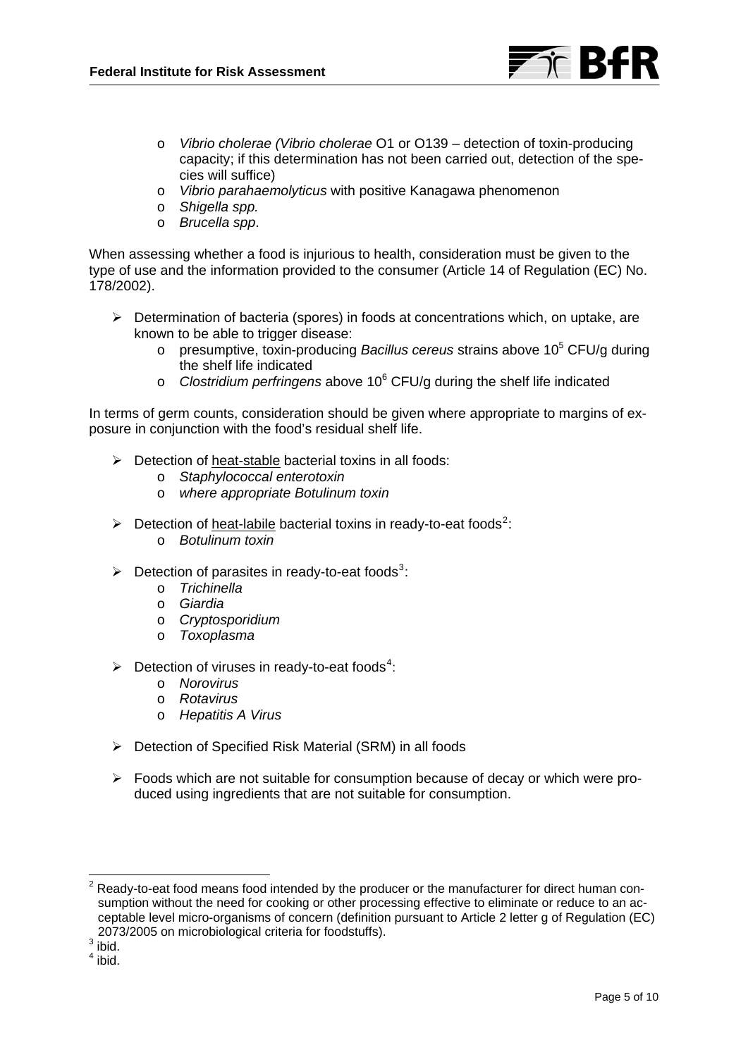- *Vibrio cholerae (Vibrio cholerae* O1 or O139 – detection of toxin-producing capacity; if this determination has not been carried out, detection of the species will suffice)
- *Vibrio parahaemolyticus* with positive Kanagawa phenomenon
- *Shigella spp.*
- *Brucella spp*.

When assessing whether a food is injurious to health, consideration must be given to the type of use and the information provided to the consumer (Article 14 of Regulation (EC) No. 178/2002).

- Determination of bacteria (spores) in foods at concentrations which, on uptake, are known to be able to trigger disease:
  - presumptive, toxin-producing *Bacillus cereus* strains above $10^5$ CFU/g during the shelf life indicated
  - *Clostridium perfringens* above $10^6$ CFU/g during the shelf life indicated

In terms of germ counts, consideration should be given where appropriate to margins of exposure in conjunction with the food's residual shelf life.

- Detection of <u>heat-stable</u> bacterial toxins in all foods:
  - *Staphylococcal enterotoxin*
  - *where appropriate Botulinum toxin*

- Detection of <u>heat-labile</u> bacterial toxins in ready-to-eat foods[2]:
  - *Botulinum toxin*

- Detection of parasites in ready-to-eat foods[3]:
  - *Trichinella*
  - *Giardia*
  - *Cryptosporidium*
  - *Toxoplasma*

- Detection of viruses in ready-to-eat foods[4]:
  - *Norovirus*
  - *Rotavirus*
  - *Hepatitis A Virus*

- Detection of Specified Risk Material (SRM) in all foods

- Foods which are not suitable for consumption because of decay or which were produced using ingredients that are not suitable for consumption.

---

[2] Ready-to-eat food means food intended by the producer or the manufacturer for direct human consumption without the need for cooking or other processing effective to eliminate or reduce to an acceptable level micro-organisms of concern (definition pursuant to Article 2 letter g of Regulation (EC) 2073/2005 on microbiological criteria for foodstuffs).

[3] ibid.

[4] ibid.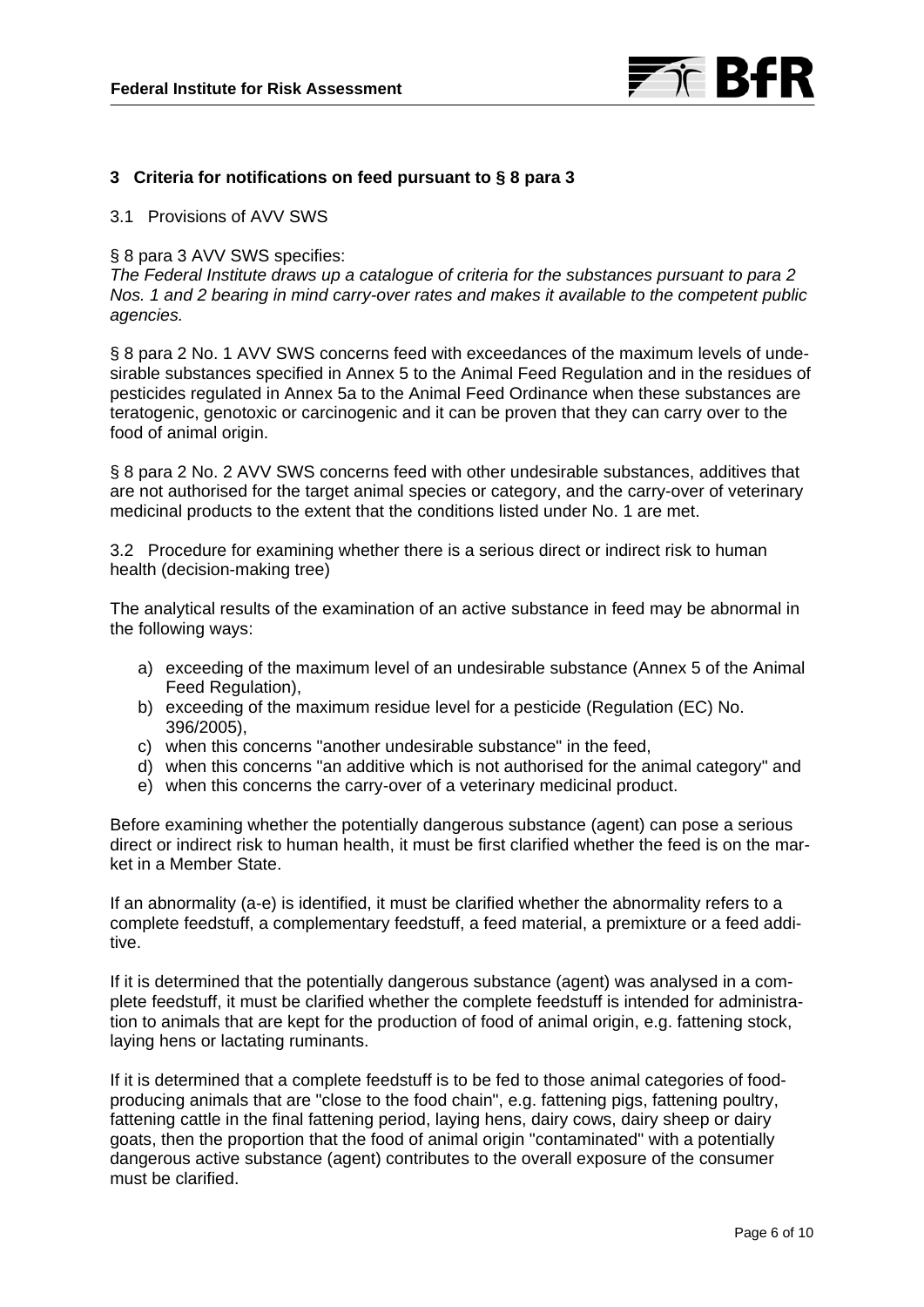## 3 Criteria for notifications on feed pursuant to § 8 para 3

### 3.1 Provisions of AVV SWS

§ 8 para 3 AVV SWS specifies:

*The Federal Institute draws up a catalogue of criteria for the substances pursuant to para 2 Nos. 1 and 2 bearing in mind carry-over rates and makes it available to the competent public agencies.*

§ 8 para 2 No. 1 AVV SWS concerns feed with exceedances of the maximum levels of undesirable substances specified in Annex 5 to the Animal Feed Regulation and in the residues of pesticides regulated in Annex 5a to the Animal Feed Ordinance when these substances are teratogenic, genotoxic or carcinogenic and it can be proven that they can carry over to the food of animal origin.

§ 8 para 2 No. 2 AVV SWS concerns feed with other undesirable substances, additives that are not authorised for the target animal species or category, and the carry-over of veterinary medicinal products to the extent that the conditions listed under No. 1 are met.

### 3.2 Procedure for examining whether there is a serious direct or indirect risk to human health (decision-making tree)

The analytical results of the examination of an active substance in feed may be abnormal in the following ways:

a) exceeding of the maximum level of an undesirable substance (Annex 5 of the Animal Feed Regulation),
b) exceeding of the maximum residue level for a pesticide (Regulation (EC) No. 396/2005),
c) when this concerns "another undesirable substance" in the feed,
d) when this concerns "an additive which is not authorised for the animal category" and
e) when this concerns the carry-over of a veterinary medicinal product.

Before examining whether the potentially dangerous substance (agent) can pose a serious direct or indirect risk to human health, it must be first clarified whether the feed is on the market in a Member State.

If an abnormality (a-e) is identified, it must be clarified whether the abnormality refers to a complete feedstuff, a complementary feedstuff, a feed material, a premixture or a feed additive.

If it is determined that the potentially dangerous substance (agent) was analysed in a complete feedstuff, it must be clarified whether the complete feedstuff is intended for administration to animals that are kept for the production of food of animal origin, e.g. fattening stock, laying hens or lactating ruminants.

If it is determined that a complete feedstuff is to be fed to those animal categories of food-producing animals that are "close to the food chain", e.g. fattening pigs, fattening poultry, fattening cattle in the final fattening period, laying hens, dairy cows, dairy sheep or dairy goats, then the proportion that the food of animal origin "contaminated" with a potentially dangerous active substance (agent) contributes to the overall exposure of the consumer must be clarified.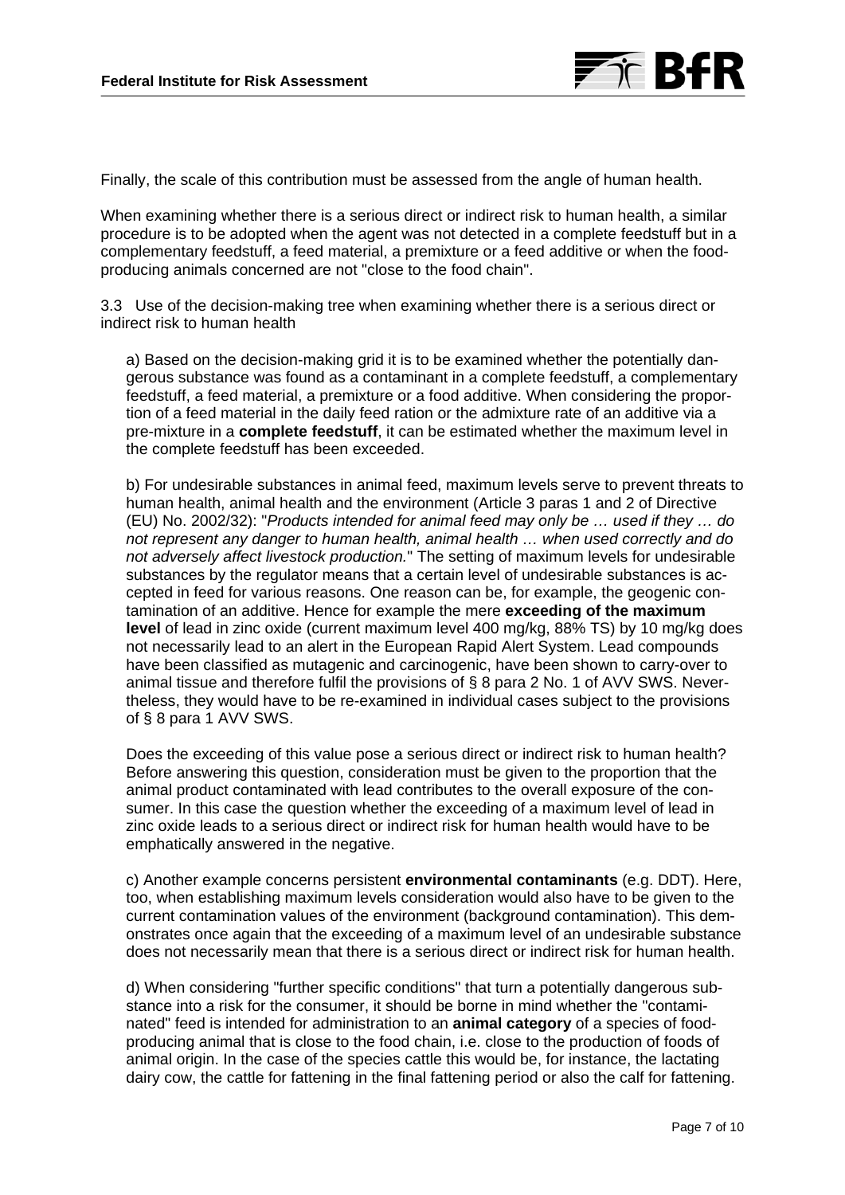Finally, the scale of this contribution must be assessed from the angle of human health.

When examining whether there is a serious direct or indirect risk to human health, a similar procedure is to be adopted when the agent was not detected in a complete feedstuff but in a complementary feedstuff, a feed material, a premixture or a feed additive or when the food-producing animals concerned are not "close to the food chain".

3.3 Use of the decision-making tree when examining whether there is a serious direct or indirect risk to human health

a) Based on the decision-making grid it is to be examined whether the potentially dangerous substance was found as a contaminant in a complete feedstuff, a complementary feedstuff, a feed material, a premixture or a food additive. When considering the proportion of a feed material in the daily feed ration or the admixture rate of an additive via a pre-mixture in a **complete feedstuff**, it can be estimated whether the maximum level in the complete feedstuff has been exceeded.

b) For undesirable substances in animal feed, maximum levels serve to prevent threats to human health, animal health and the environment (Article 3 paras 1 and 2 of Directive (EU) No. 2002/32): "*Products intended for animal feed may only be … used if they … do not represent any danger to human health, animal health … when used correctly and do not adversely affect livestock production.*" The setting of maximum levels for undesirable substances by the regulator means that a certain level of undesirable substances is accepted in feed for various reasons. One reason can be, for example, the geogenic contamination of an additive. Hence for example the mere **exceeding of the maximum level** of lead in zinc oxide (current maximum level 400 mg/kg, 88% TS) by 10 mg/kg does not necessarily lead to an alert in the European Rapid Alert System. Lead compounds have been classified as mutagenic and carcinogenic, have been shown to carry-over to animal tissue and therefore fulfil the provisions of § 8 para 2 No. 1 of AVV SWS. Nevertheless, they would have to be re-examined in individual cases subject to the provisions of § 8 para 1 AVV SWS.

Does the exceeding of this value pose a serious direct or indirect risk to human health? Before answering this question, consideration must be given to the proportion that the animal product contaminated with lead contributes to the overall exposure of the consumer. In this case the question whether the exceeding of a maximum level of lead in zinc oxide leads to a serious direct or indirect risk for human health would have to be emphatically answered in the negative.

c) Another example concerns persistent **environmental contaminants** (e.g. DDT). Here, too, when establishing maximum levels consideration would also have to be given to the current contamination values of the environment (background contamination). This demonstrates once again that the exceeding of a maximum level of an undesirable substance does not necessarily mean that there is a serious direct or indirect risk for human health.

d) When considering "further specific conditions" that turn a potentially dangerous substance into a risk for the consumer, it should be borne in mind whether the "contaminated" feed is intended for administration to an **animal category** of a species of food-producing animal that is close to the food chain, i.e. close to the production of foods of animal origin. In the case of the species cattle this would be, for instance, the lactating dairy cow, the cattle for fattening in the final fattening period or also the calf for fattening.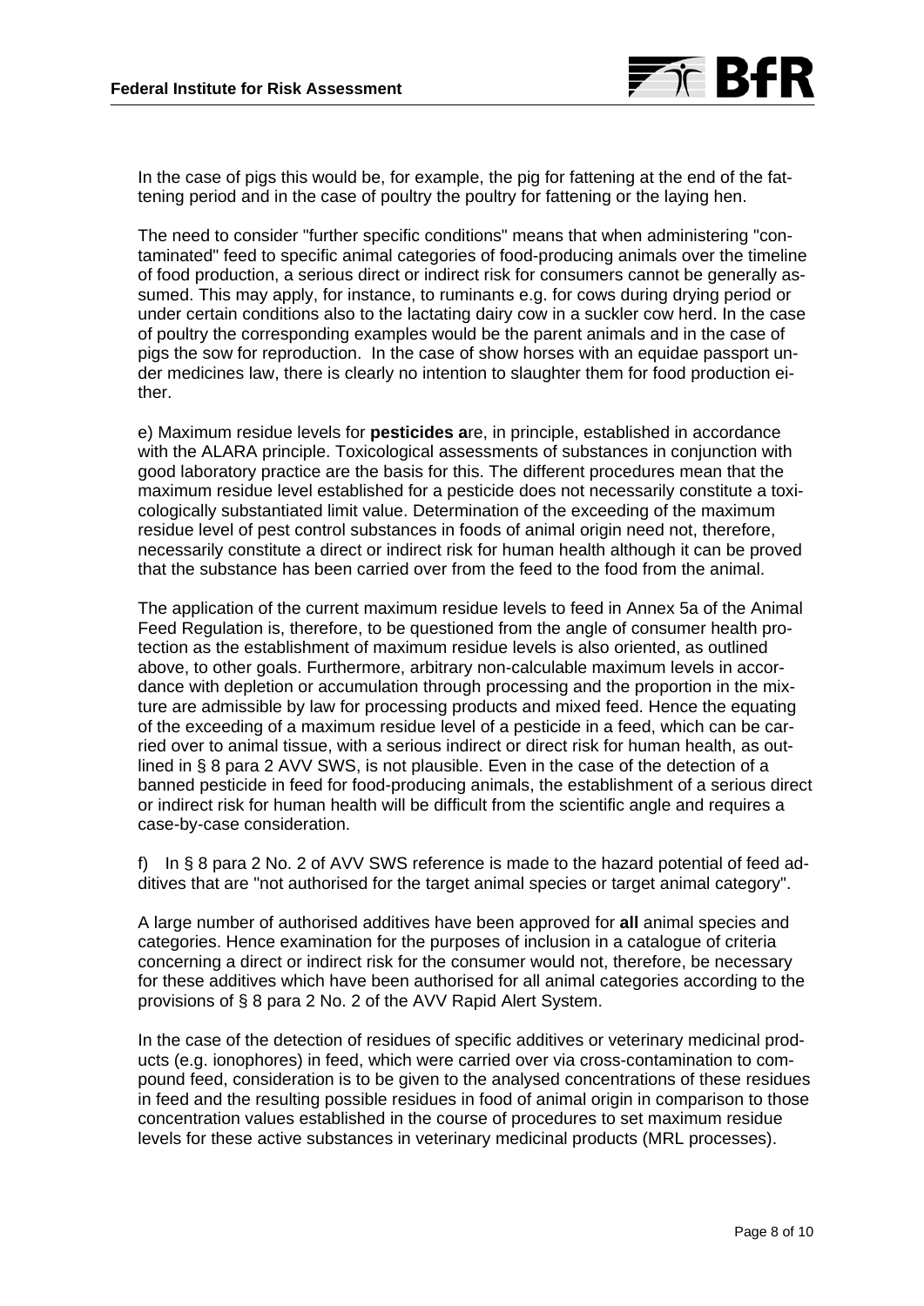In the case of pigs this would be, for example, the pig for fattening at the end of the fattening period and in the case of poultry the poultry for fattening or the laying hen.

The need to consider "further specific conditions" means that when administering "contaminated" feed to specific animal categories of food-producing animals over the timeline of food production, a serious direct or indirect risk for consumers cannot be generally assumed. This may apply, for instance, to ruminants e.g. for cows during drying period or under certain conditions also to the lactating dairy cow in a suckler cow herd. In the case of poultry the corresponding examples would be the parent animals and in the case of pigs the sow for reproduction. In the case of show horses with an equidae passport under medicines law, there is clearly no intention to slaughter them for food production either.

e) Maximum residue levels for **pesticides a**re, in principle, established in accordance with the ALARA principle. Toxicological assessments of substances in conjunction with good laboratory practice are the basis for this. The different procedures mean that the maximum residue level established for a pesticide does not necessarily constitute a toxicologically substantiated limit value. Determination of the exceeding of the maximum residue level of pest control substances in foods of animal origin need not, therefore, necessarily constitute a direct or indirect risk for human health although it can be proved that the substance has been carried over from the feed to the food from the animal.

The application of the current maximum residue levels to feed in Annex 5a of the Animal Feed Regulation is, therefore, to be questioned from the angle of consumer health protection as the establishment of maximum residue levels is also oriented, as outlined above, to other goals. Furthermore, arbitrary non-calculable maximum levels in accordance with depletion or accumulation through processing and the proportion in the mixture are admissible by law for processing products and mixed feed. Hence the equating of the exceeding of a maximum residue level of a pesticide in a feed, which can be carried over to animal tissue, with a serious indirect or direct risk for human health, as outlined in § 8 para 2 AVV SWS, is not plausible. Even in the case of the detection of a banned pesticide in feed for food-producing animals, the establishment of a serious direct or indirect risk for human health will be difficult from the scientific angle and requires a case-by-case consideration.

f) In § 8 para 2 No. 2 of AVV SWS reference is made to the hazard potential of feed additives that are "not authorised for the target animal species or target animal category".

A large number of authorised additives have been approved for **all** animal species and categories. Hence examination for the purposes of inclusion in a catalogue of criteria concerning a direct or indirect risk for the consumer would not, therefore, be necessary for these additives which have been authorised for all animal categories according to the provisions of § 8 para 2 No. 2 of the AVV Rapid Alert System.

In the case of the detection of residues of specific additives or veterinary medicinal products (e.g. ionophores) in feed, which were carried over via cross-contamination to compound feed, consideration is to be given to the analysed concentrations of these residues in feed and the resulting possible residues in food of animal origin in comparison to those concentration values established in the course of procedures to set maximum residue levels for these active substances in veterinary medicinal products (MRL processes).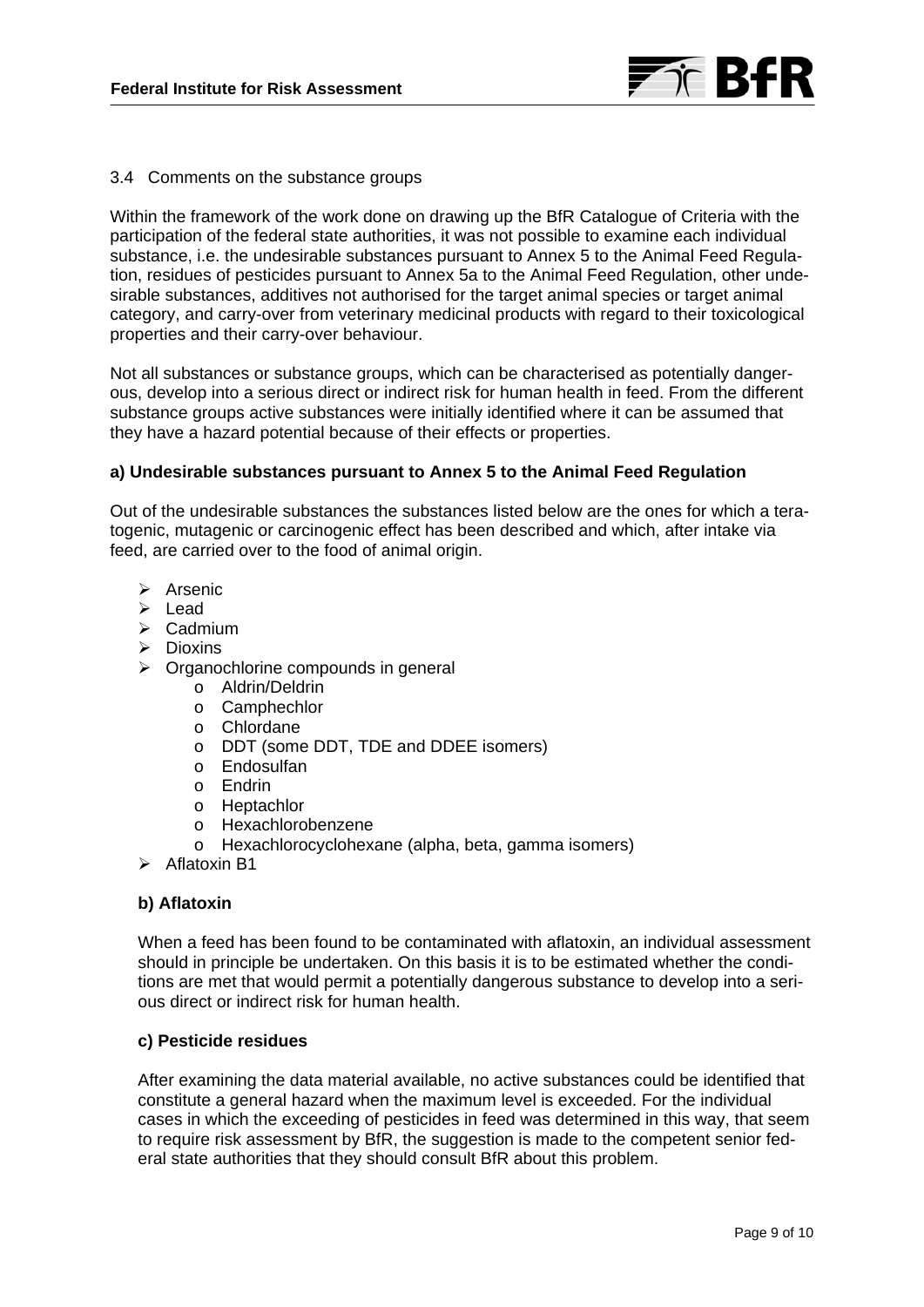### 3.4 Comments on the substance groups

Within the framework of the work done on drawing up the BfR Catalogue of Criteria with the participation of the federal state authorities, it was not possible to examine each individual substance, i.e. the undesirable substances pursuant to Annex 5 to the Animal Feed Regulation, residues of pesticides pursuant to Annex 5a to the Animal Feed Regulation, other undesirable substances, additives not authorised for the target animal species or target animal category, and carry-over from veterinary medicinal products with regard to their toxicological properties and their carry-over behaviour.

Not all substances or substance groups, which can be characterised as potentially dangerous, develop into a serious direct or indirect risk for human health in feed. From the different substance groups active substances were initially identified where it can be assumed that they have a hazard potential because of their effects or properties.

**a) Undesirable substances pursuant to Annex 5 to the Animal Feed Regulation**

Out of the undesirable substances the substances listed below are the ones for which a teratogenic, mutagenic or carcinogenic effect has been described and which, after intake via feed, are carried over to the food of animal origin.

- Arsenic
- Lead
- Cadmium
- Dioxins
- Organochlorine compounds in general
    - Aldrin/Deldrin
    - Camphechlor
    - Chlordane
    - DDT (some DDT, TDE and DDEE isomers)
    - Endosulfan
    - Endrin
    - Heptachlor
    - Hexachlorobenzene
    - Hexachlorocyclohexane (alpha, beta, gamma isomers)
- Aflatoxin B1

**b) Aflatoxin**

When a feed has been found to be contaminated with aflatoxin, an individual assessment should in principle be undertaken. On this basis it is to be estimated whether the conditions are met that would permit a potentially dangerous substance to develop into a serious direct or indirect risk for human health.

**c) Pesticide residues**

After examining the data material available, no active substances could be identified that constitute a general hazard when the maximum level is exceeded. For the individual cases in which the exceeding of pesticides in feed was determined in this way, that seem to require risk assessment by BfR, the suggestion is made to the competent senior federal state authorities that they should consult BfR about this problem.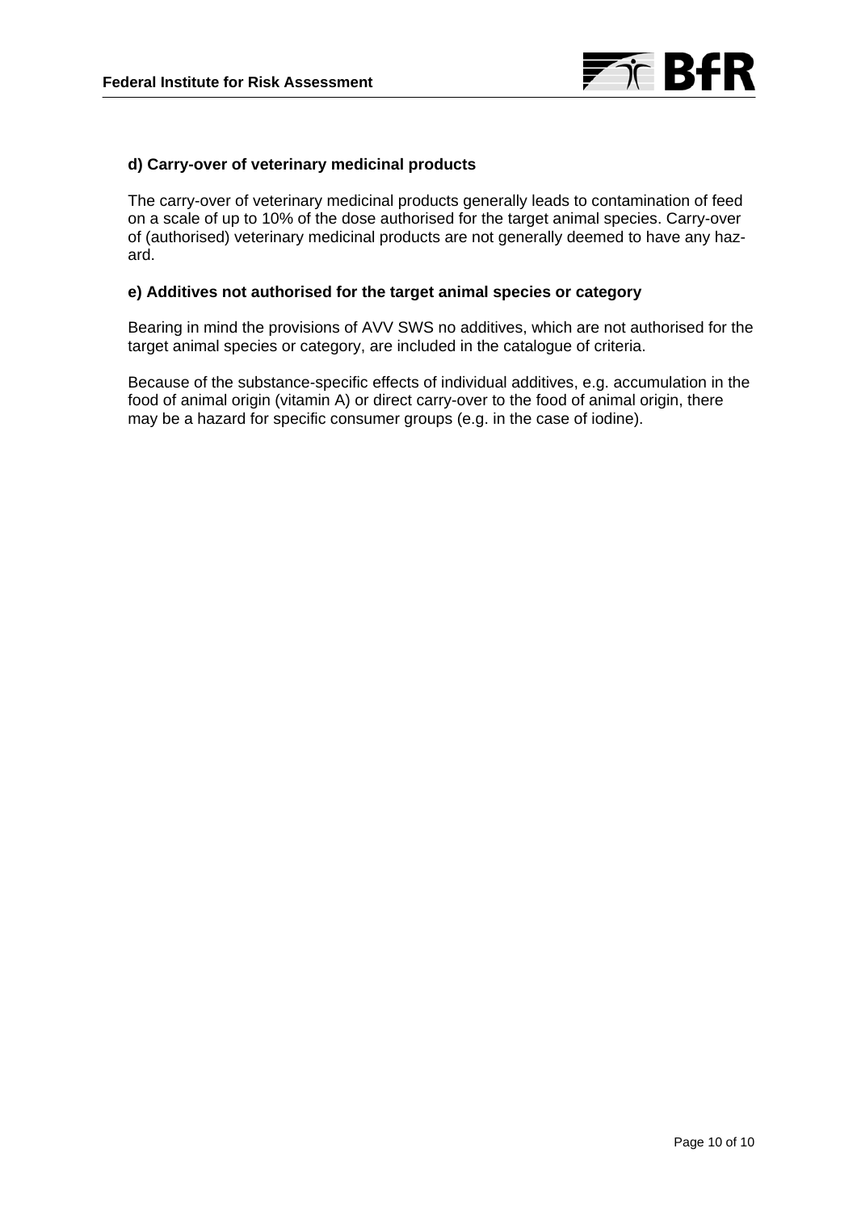**d) Carry-over of veterinary medicinal products**

The carry-over of veterinary medicinal products generally leads to contamination of feed on a scale of up to 10% of the dose authorised for the target animal species. Carry-over of (authorised) veterinary medicinal products are not generally deemed to have any hazard.

**e) Additives not authorised for the target animal species or category**

Bearing in mind the provisions of AVV SWS no additives, which are not authorised for the target animal species or category, are included in the catalogue of criteria.

Because of the substance-specific effects of individual additives, e.g. accumulation in the food of animal origin (vitamin A) or direct carry-over to the food of animal origin, there may be a hazard for specific consumer groups (e.g. in the case of iodine).